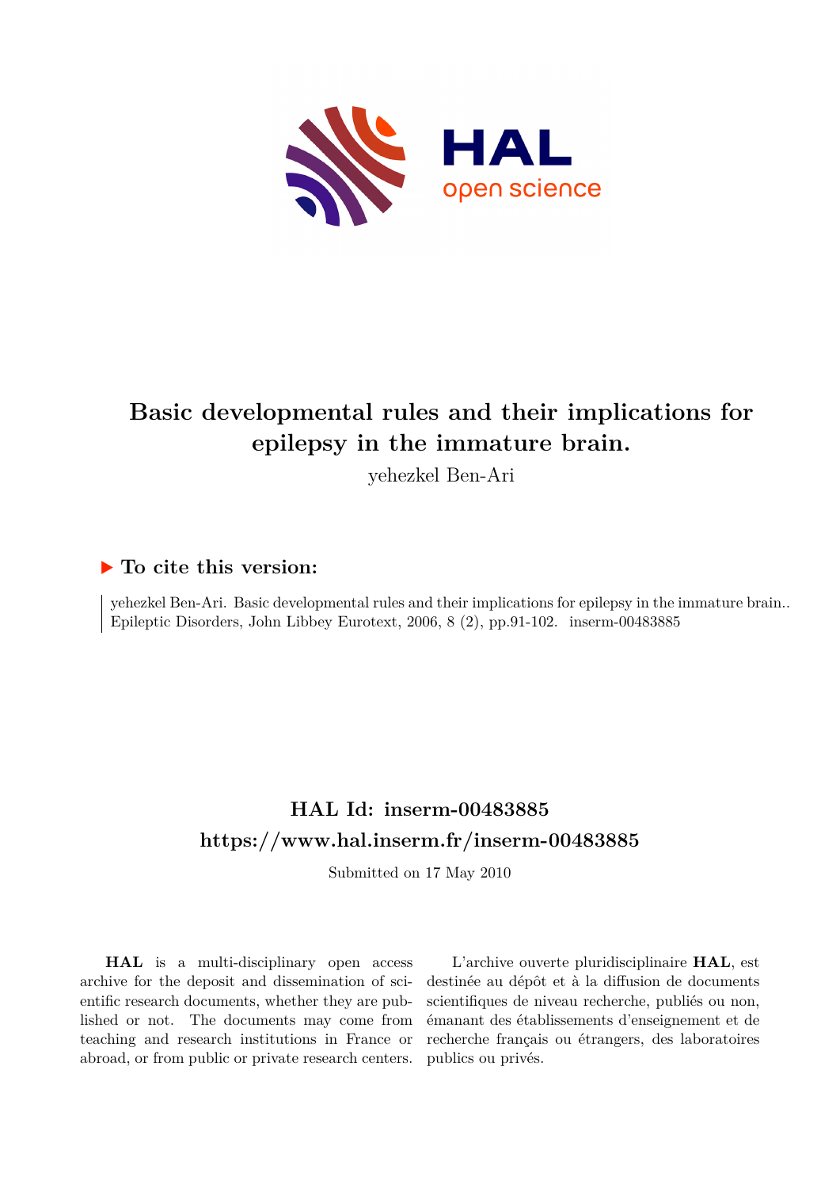# Basic developmental rules and their implications for epilepsy in the immature brain.

yehezkel Ben-Ari

## ▶ To cite this version:

yehezkel Ben-Ari. Basic developmental rules and their implications for epilepsy in the immature brain.. Epileptic Disorders, John Libbey Eurotext, 2006, 8 (2), pp.91-102. inserm-00483885

## HAL Id: inserm-00483885

## https://www.hal.inserm.fr/inserm-00483885

Submitted on 17 May 2010

**HAL** is a multi-disciplinary open access archive for the deposit and dissemination of scientific research documents, whether they are published or not. The documents may come from teaching and research institutions in France or abroad, or from public or private research centers.

L'archive ouverte pluridisciplinaire **HAL**, est destinée au dépôt et à la diffusion de documents scientifiques de niveau recherche, publiés ou non, émanant des établissements d'enseignement et de recherche français ou étrangers, des laboratoires publics ou privés.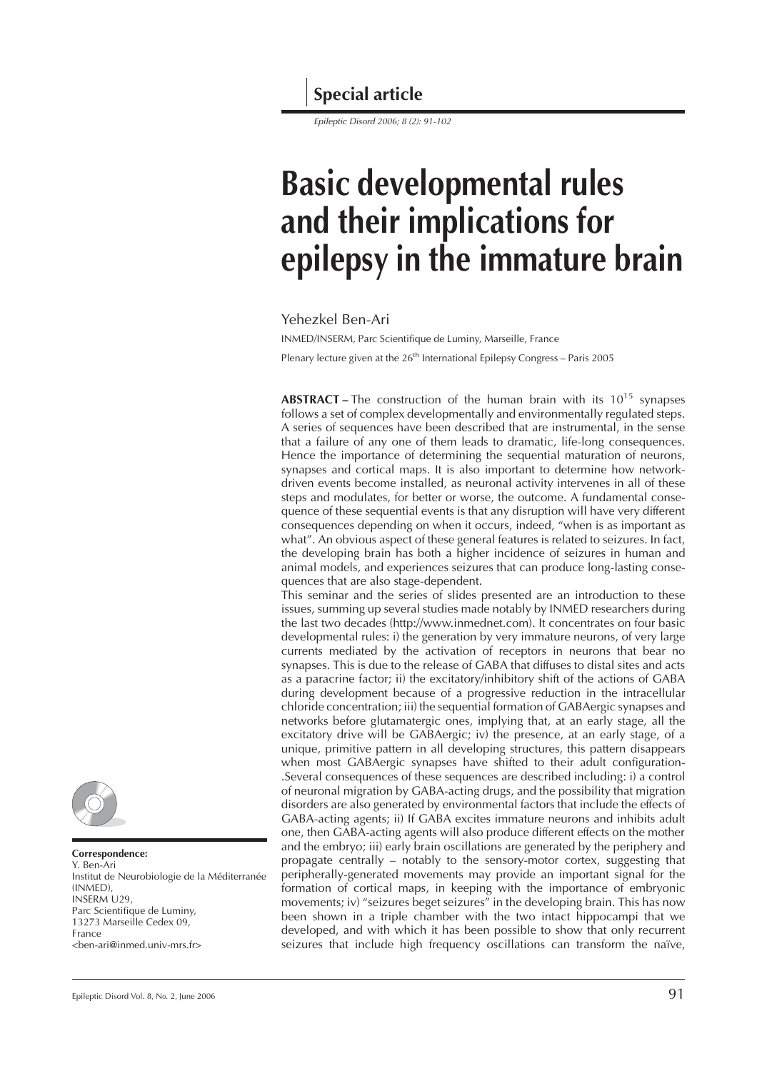Special article

# Basic developmental rules and their implications for epilepsy in the immature brain

Yehezkel Ben-Ari

INMED/INSERM, Parc Scientifique de Luminy, Marseille, France

Plenary lecture given at the 26th International Epilepsy Congress – Paris 2005

**ABSTRACT –** The construction of the human brain with its $10^{15}$ synapses follows a set of complex developmentally and environmentally regulated steps. A series of sequences have been described that are instrumental, in the sense that a failure of any one of them leads to dramatic, life-long consequences. Hence the importance of determining the sequential maturation of neurons, synapses and cortical maps. It is also important to determine how network-driven events become installed, as neuronal activity intervenes in all of these steps and modulates, for better or worse, the outcome. A fundamental consequence of these sequential events is that any disruption will have very different consequences depending on when it occurs, indeed, "when is as important as what". An obvious aspect of these general features is related to seizures. In fact, the developing brain has both a higher incidence of seizures in human and animal models, and experiences seizures that can produce long-lasting consequences that are also stage-dependent.

This seminar and the series of slides presented are an introduction to these issues, summing up several studies made notably by INMED researchers during the last two decades (http://www.inmednet.com). It concentrates on four basic developmental rules: i) the generation by very immature neurons, of very large currents mediated by the activation of receptors in neurons that bear no synapses. This is due to the release of GABA that diffuses to distal sites and acts as a paracrine factor; ii) the excitatory/inhibitory shift of the actions of GABA during development because of a progressive reduction in the intracellular chloride concentration; iii) the sequential formation of GABAergic synapses and networks before glutamatergic ones, implying that, at an early stage, all the excitatory drive will be GABAergic; iv) the presence, at an early stage, of a unique, primitive pattern in all developing structures, this pattern disappears when most GABAergic synapses have shifted to their adult configuration-.Several consequences of these sequences are described including: i) a control of neuronal migration by GABA-acting drugs, and the possibility that migration disorders are also generated by environmental factors that include the effects of GABA-acting agents; ii) If GABA excites immature neurons and inhibits adult one, then GABA-acting agents will also produce different effects on the mother and the embryo; iii) early brain oscillations are generated by the periphery and propagate centrally – notably to the sensory-motor cortex, suggesting that peripherally-generated movements may provide an important signal for the formation of cortical maps, in keeping with the importance of embryonic movements; iv) "seizures beget seizures" in the developing brain. This has now been shown in a triple chamber with the two intact hippocampi that we developed, and with which it has been possible to show that only recurrent seizures that include high frequency oscillations can transform the naïve,

**Correspondence:**
Y. Ben-Ari
Institut de Neurobiologie de la Méditerranée (INMED),
INSERM U29,
Parc Scientifique de Luminy,
13273 Marseille Cedex 09,
France
<ben-ari@inmed.univ-mrs.fr>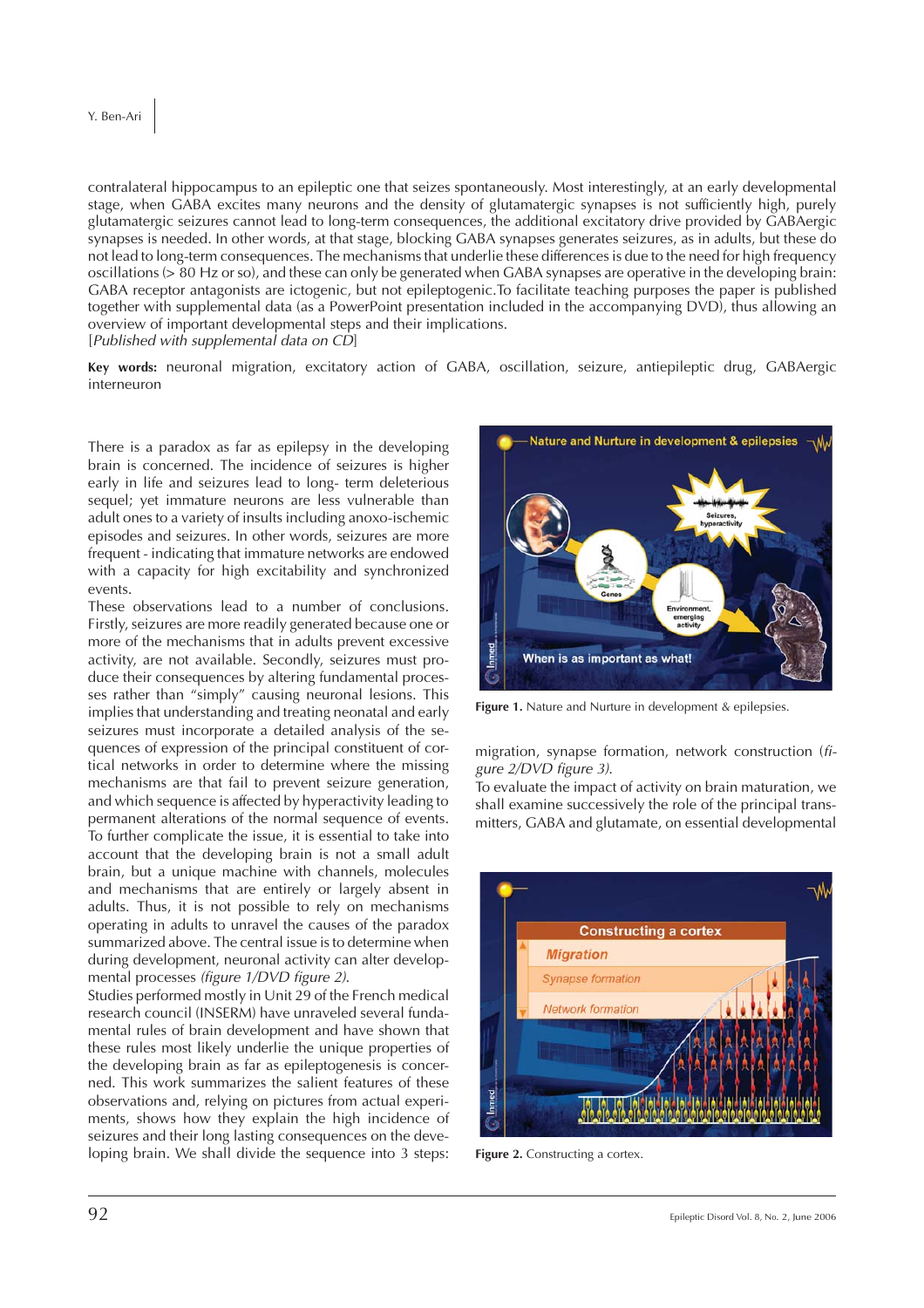contralateral hippocampus to an epileptic one that seizes spontaneously. Most interestingly, at an early developmental stage, when GABA excites many neurons and the density of glutamatergic synapses is not sufficiently high, purely glutamatergic seizures cannot lead to long-term consequences, the additional excitatory drive provided by GABAergic synapses is needed. In other words, at that stage, blocking GABA synapses generates seizures, as in adults, but these do not lead to long-term consequences. The mechanisms that underlie these differences is due to the need for high frequency oscillations (> 80 Hz or so), and these can only be generated when GABA synapses are operative in the developing brain: GABA receptor antagonists are ictogenic, but not epileptogenic.To facilitate teaching purposes the paper is published together with supplemental data (as a PowerPoint presentation included in the accompanying DVD), thus allowing an overview of important developmental steps and their implications.
[*Published with supplemental data on CD*]

**Key words:** neuronal migration, excitatory action of GABA, oscillation, seizure, antiepileptic drug, GABAergic interneuron

There is a paradox as far as epilepsy in the developing brain is concerned. The incidence of seizures is higher early in life and seizures lead to long- term deleterious sequel; yet immature neurons are less vulnerable than adult ones to a variety of insults including anoxo-ischemic episodes and seizures. In other words, seizures are more frequent - indicating that immature networks are endowed with a capacity for high excitability and synchronized events.

These observations lead to a number of conclusions. Firstly, seizures are more readily generated because one or more of the mechanisms that in adults prevent excessive activity, are not available. Secondly, seizures must produce their consequences by altering fundamental processes rather than "simply" causing neuronal lesions. This implies that understanding and treating neonatal and early seizures must incorporate a detailed analysis of the sequences of expression of the principal constituent of cortical networks in order to determine where the missing mechanisms are that fail to prevent seizure generation, and which sequence is affected by hyperactivity leading to permanent alterations of the normal sequence of events. To further complicate the issue, it is essential to take into account that the developing brain is not a small adult brain, but a unique machine with channels, molecules and mechanisms that are entirely or largely absent in adults. Thus, it is not possible to rely on mechanisms operating in adults to unravel the causes of the paradox summarized above. The central issue is to determine when during development, neuronal activity can alter developmental processes *(figure 1/DVD figure 2).*

Studies performed mostly in Unit 29 of the French medical research council (INSERM) have unraveled several fundamental rules of brain development and have shown that these rules most likely underlie the unique properties of the developing brain as far as epileptogenesis is concerned. This work summarizes the salient features of these observations and, relying on pictures from actual experiments, shows how they explain the high incidence of seizures and their long lasting consequences on the developing brain. We shall divide the sequence into 3 steps: migration, synapse formation, network construction (*figure 2/DVD figure 3).*

**Figure 1.** Nature and Nurture in development & epilepsies.

To evaluate the impact of activity on brain maturation, we shall examine successively the role of the principal transmitters, GABA and glutamate, on essential developmental

**Figure 2.** Constructing a cortex.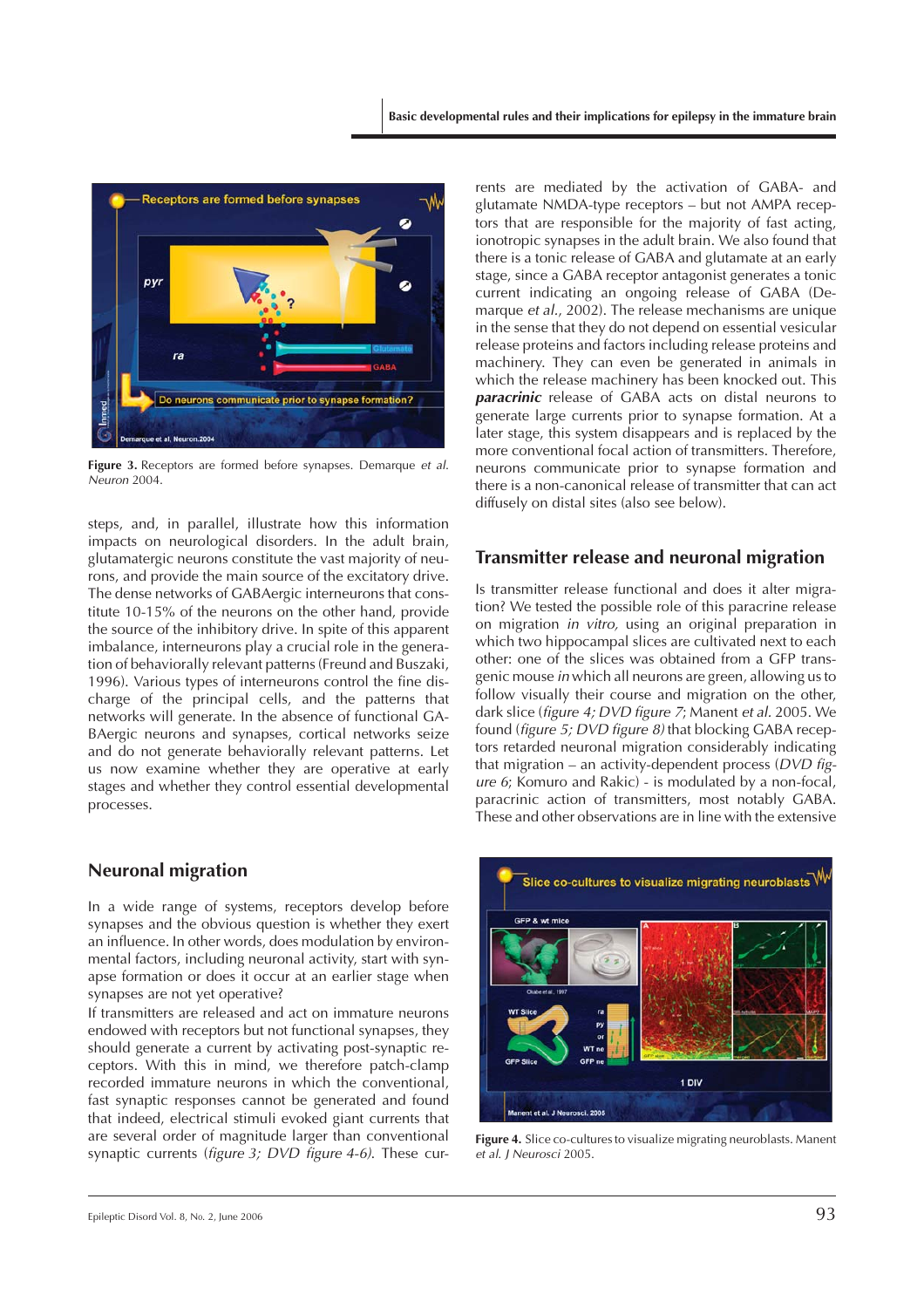Figure 3. Receptors are formed before synapses. Demarque *et al.* *Neuron* 2004.

steps, and, in parallel, illustrate how this information impacts on neurological disorders. In the adult brain, glutamatergic neurons constitute the vast majority of neurons, and provide the main source of the excitatory drive. The dense networks of GABAergic interneurons that constitute 10-15% of the neurons on the other hand, provide the source of the inhibitory drive. In spite of this apparent imbalance, interneurons play a crucial role in the generation of behaviorally relevant patterns (Freund and Buszaki, 1996). Various types of interneurons control the fine discharge of the principal cells, and the patterns that networks will generate. In the absence of functional GABAergic neurons and synapses, cortical networks seize and do not generate behaviorally relevant patterns. Let us now examine whether they are operative at early stages and whether they control essential developmental processes.

## Neuronal migration

In a wide range of systems, receptors develop before synapses and the obvious question is whether they exert an influence. In other words, does modulation by environmental factors, including neuronal activity, start with synapse formation or does it occur at an earlier stage when synapses are not yet operative?

If transmitters are released and act on immature neurons endowed with receptors but not functional synapses, they should generate a current by activating post-synaptic receptors. With this in mind, we therefore patch-clamp recorded immature neurons in which the conventional, fast synaptic responses cannot be generated and found that indeed, electrical stimuli evoked giant currents that are several order of magnitude larger than conventional synaptic currents (*figure 3; DVD figure 4-6).* These currents are mediated by the activation of GABA- and glutamate NMDA-type receptors – but not AMPA receptors that are responsible for the majority of fast acting, ionotropic synapses in the adult brain. We also found that there is a tonic release of GABA and glutamate at an early stage, since a GABA receptor antagonist generates a tonic current indicating an ongoing release of GABA (Demarque *et al.*, 2002). The release mechanisms are unique in the sense that they do not depend on essential vesicular release proteins and factors including release proteins and machinery. They can even be generated in animals in which the release machinery has been knocked out. This ***paracrinic*** release of GABA acts on distal neurons to generate large currents prior to synapse formation. At a later stage, this system disappears and is replaced by the more conventional focal action of transmitters. Therefore, neurons communicate prior to synapse formation and there is a non-canonical release of transmitter that can act diffusely on distal sites (also see below).

## Transmitter release and neuronal migration

Is transmitter release functional and does it alter migration? We tested the possible role of this paracrine release on migration *in vitro,* using an original preparation in which two hippocampal slices are cultivated next to each other: one of the slices was obtained from a GFP transgenic mouse *in* which all neurons are green, allowing us to follow visually their course and migration on the other, dark slice (*figure 4; DVD figure 7*; Manent *et al.* 2005. We found (*figure 5; DVD figure 8)* that blocking GABA receptors retarded neuronal migration considerably indicating that migration – an activity-dependent process (*DVD figure 6*; Komuro and Rakic) - is modulated by a non-focal, paracrinic action of transmitters, most notably GABA. These and other observations are in line with the extensive

Figure 4. Slice co-cultures to visualize migrating neuroblasts. Manent *et al. J Neurosci* 2005.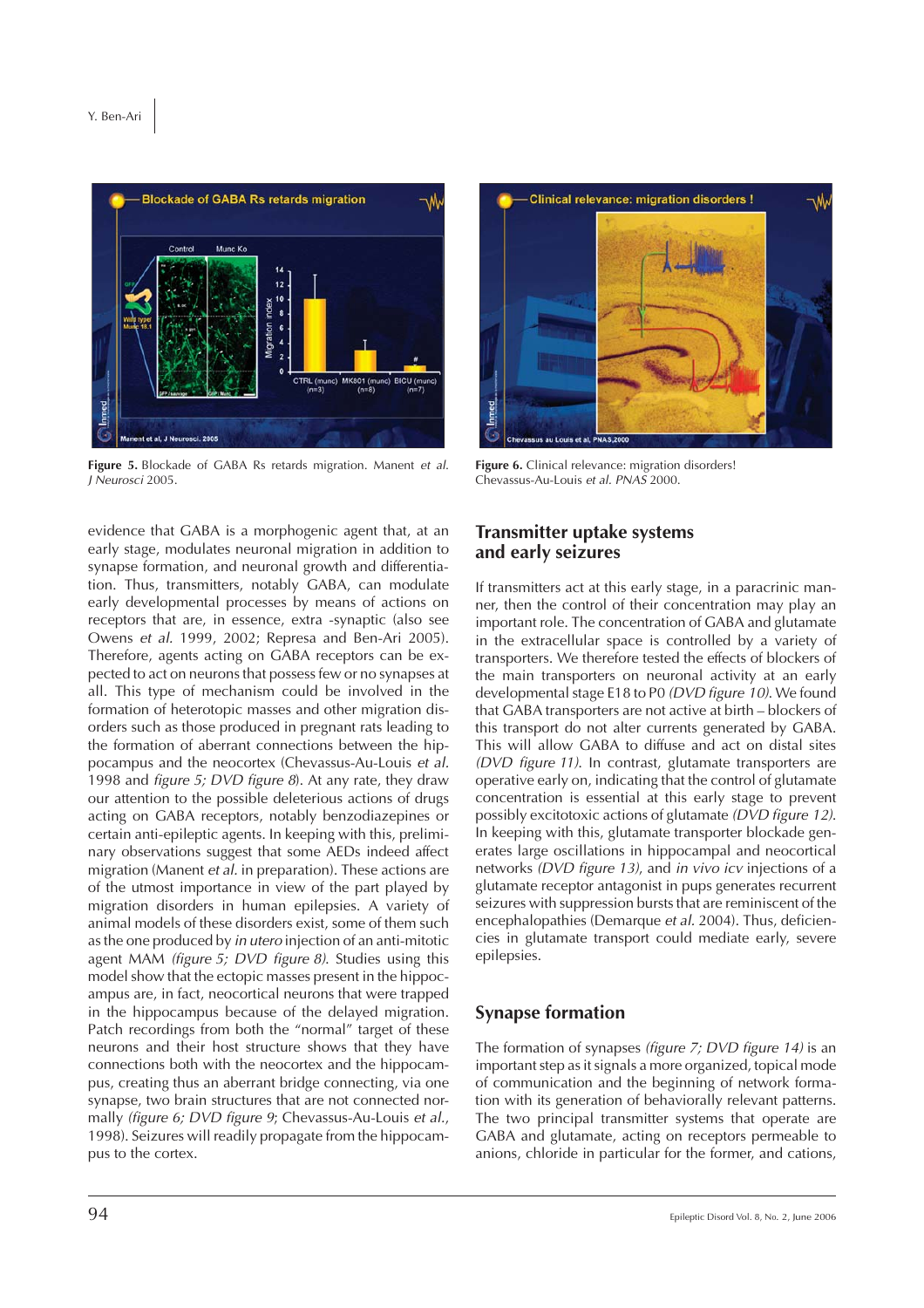Figure 5. Blockade of GABA Rs retards migration. Manent *et al. J Neurosci* 2005.

Figure 6. Clinical relevance: migration disorders! Chevassus-Au-Louis *et al. PNAS* 2000.

evidence that GABA is a morphogenic agent that, at an early stage, modulates neuronal migration in addition to synapse formation, and neuronal growth and differentiation. Thus, transmitters, notably GABA, can modulate early developmental processes by means of actions on receptors that are, in essence, extra -synaptic (also see Owens *et al.* 1999, 2002; Represa and Ben-Ari 2005). Therefore, agents acting on GABA receptors can be expected to act on neurons that possess few or no synapses at all. This type of mechanism could be involved in the formation of heterotopic masses and other migration disorders such as those produced in pregnant rats leading to the formation of aberrant connections between the hippocampus and the neocortex (Chevassus-Au-Louis *et al.* 1998 and *figure 5; DVD figure 8*). At any rate, they draw our attention to the possible deleterious actions of drugs acting on GABA receptors, notably benzodiazepines or certain anti-epileptic agents. In keeping with this, preliminary observations suggest that some AEDs indeed affect migration (Manent *et al.* in preparation). These actions are of the utmost importance in view of the part played by migration disorders in human epilepsies. A variety of animal models of these disorders exist, some of them such as the one produced by *in utero* injection of an anti-mitotic agent MAM *(figure 5; DVD figure 8)*. Studies using this model show that the ectopic masses present in the hippocampus are, in fact, neocortical neurons that were trapped in the hippocampus because of the delayed migration. Patch recordings from both the "normal" target of these neurons and their host structure shows that they have connections both with the neocortex and the hippocampus, creating thus an aberrant bridge connecting, via one synapse, two brain structures that are not connected normally *(figure 6; DVD figure 9*; Chevassus-Au-Louis *et al.*, 1998). Seizures will readily propagate from the hippocampus to the cortex.

## Transmitter uptake systems and early seizures

If transmitters act at this early stage, in a paracrinic manner, then the control of their concentration may play an important role. The concentration of GABA and glutamate in the extracellular space is controlled by a variety of transporters. We therefore tested the effects of blockers of the main transporters on neuronal activity at an early developmental stage E18 to P0 *(DVD figure 10)*. We found that GABA transporters are not active at birth – blockers of this transport do not alter currents generated by GABA. This will allow GABA to diffuse and act on distal sites *(DVD figure 11)*. In contrast, glutamate transporters are operative early on, indicating that the control of glutamate concentration is essential at this early stage to prevent possibly excitotoxic actions of glutamate *(DVD figure 12)*. In keeping with this, glutamate transporter blockade generates large oscillations in hippocampal and neocortical networks *(DVD figure 13)*, and *in vivo icv* injections of a glutamate receptor antagonist in pups generates recurrent seizures with suppression bursts that are reminiscent of the encephalopathies (Demarque *et al.* 2004). Thus, deficiencies in glutamate transport could mediate early, severe epilepsies.

## Synapse formation

The formation of synapses *(figure 7; DVD figure 14)* is an important step as it signals a more organized, topical mode of communication and the beginning of network formation with its generation of behaviorally relevant patterns. The two principal transmitter systems that operate are GABA and glutamate, acting on receptors permeable to anions, chloride in particular for the former, and cations,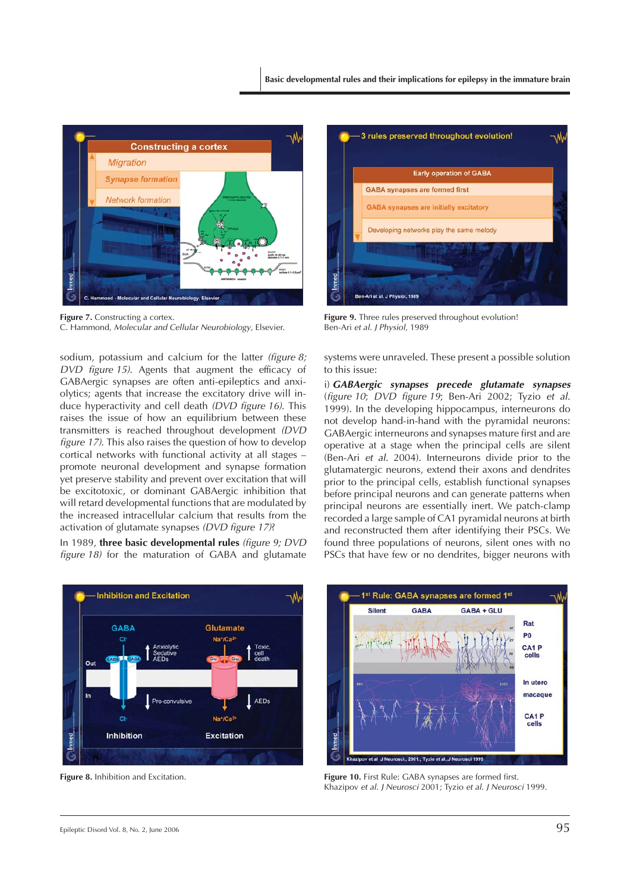Figure 7. Constructing a cortex.
C. Hammond, *Molecular and Cellular Neurobiology*, Elsevier.

Figure 9. Three rules preserved throughout evolution!
Ben-Ari *et al. J Physiol*, 1989

sodium, potassium and calcium for the latter *(figure 8; DVD figure 15)*. Agents that augment the efficacy of GABAergic synapses are often anti-epileptics and anxiolytics; agents that increase the excitatory drive will induce hyperactivity and cell death *(DVD figure 16)*. This raises the issue of how an equilibrium between these transmitters is reached throughout development *(DVD figure 17)*. This also raises the question of how to develop cortical networks with functional activity at all stages – promote neuronal development and synapse formation yet preserve stability and prevent over excitation that will be excitotoxic, or dominant GABAergic inhibition that will retard developmental functions that are modulated by the increased intracellular calcium that results from the activation of glutamate synapses *(DVD figure 17)*?

In 1989, **three basic developmental rules** *(figure 9; DVD figure 18)* for the maturation of GABA and glutamate systems were unraveled. These present a possible solution to this issue:

i) ***GABAergic synapses precede glutamate synapses*** (*figure 10*; *DVD figure 19*; Ben-Ari 2002; Tyzio *et al.* 1999). In the developing hippocampus, interneurons do not develop hand-in-hand with the pyramidal neurons: GABAergic interneurons and synapses mature first and are operative at a stage when the principal cells are silent (Ben-Ari *et al.* 2004). Interneurons divide prior to the glutamatergic neurons, extend their axons and dendrites prior to the principal cells, establish functional synapses before principal neurons and can generate patterns when principal neurons are essentially inert. We patch-clamp recorded a large sample of CA1 pyramidal neurons at birth and reconstructed them after identifying their PSCs. We found three populations of neurons, silent ones with no PSCs that have few or no dendrites, bigger neurons with

Figure 8. Inhibition and Excitation.

Figure 10. First Rule: GABA synapses are formed first.
Khazipov *et al. J Neurosci* 2001; Tyzio *et al. J Neurosci* 1999.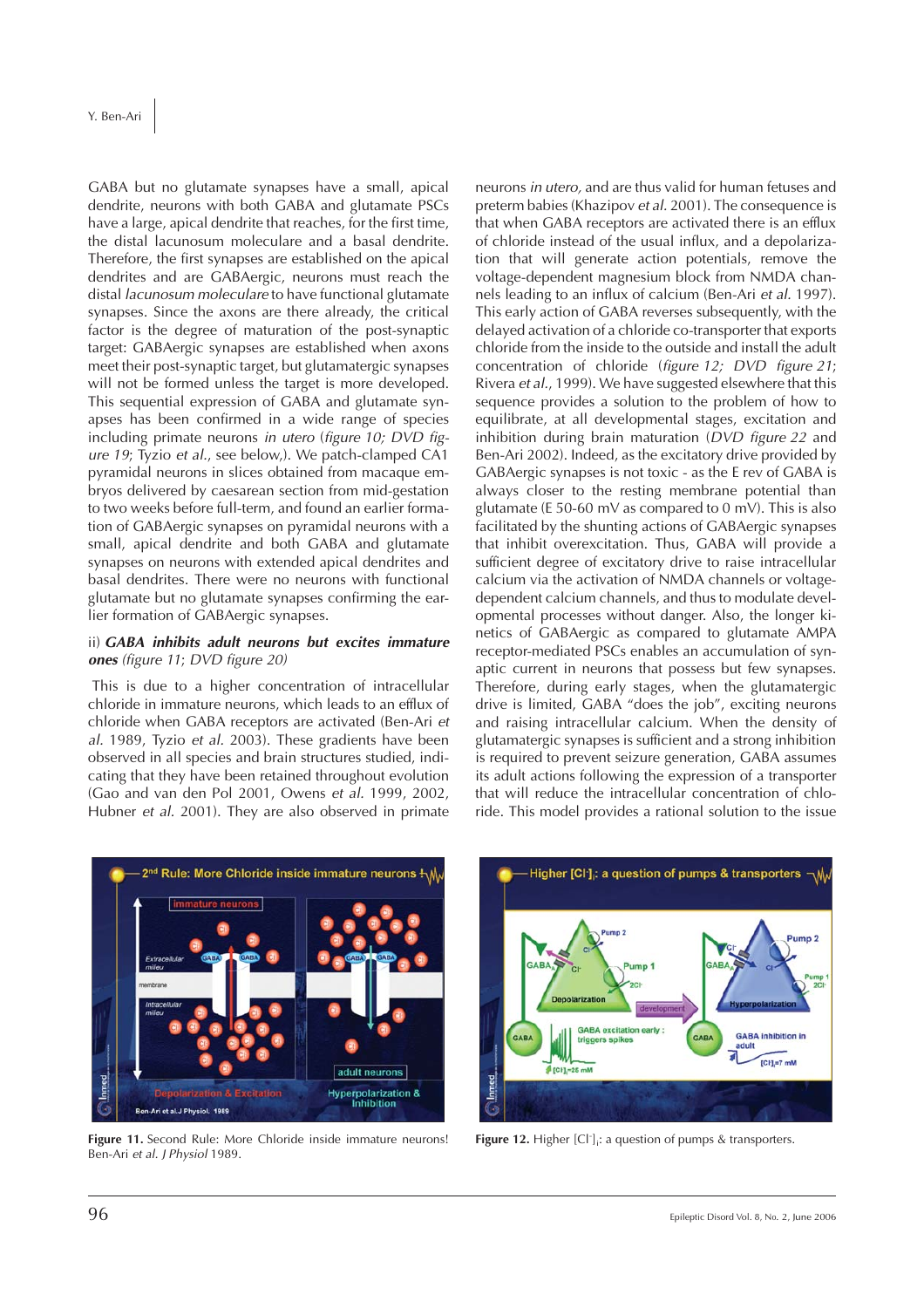GABA but no glutamate synapses have a small, apical dendrite, neurons with both GABA and glutamate PSCs have a large, apical dendrite that reaches, for the first time, the distal lacunosum moleculare and a basal dendrite. Therefore, the first synapses are established on the apical dendrites and are GABAergic, neurons must reach the distal *lacunosum moleculare* to have functional glutamate synapses. Since the axons are there already, the critical factor is the degree of maturation of the post-synaptic target: GABAergic synapses are established when axons meet their post-synaptic target, but glutamatergic synapses will not be formed unless the target is more developed. This sequential expression of GABA and glutamate synapses has been confirmed in a wide range of species including primate neurons *in utero* (*figure 10; DVD figure 19*; Tyzio *et al.*, see below,). We patch-clamped CA1 pyramidal neurons in slices obtained from macaque embryos delivered by caesarean section from mid-gestation to two weeks before full-term, and found an earlier formation of GABAergic synapses on pyramidal neurons with a small, apical dendrite and both GABA and glutamate synapses on neurons with extended apical dendrites and basal dendrites. There were no neurons with functional glutamate but no glutamate synapses confirming the earlier formation of GABAergic synapses.

ii) ***GABA inhibits adult neurons but excites immature ones*** *(figure 11; DVD figure 20)*

This is due to a higher concentration of intracellular chloride in immature neurons, which leads to an efflux of chloride when GABA receptors are activated (Ben-Ari *et al.* 1989, Tyzio *et al.* 2003). These gradients have been observed in all species and brain structures studied, indicating that they have been retained throughout evolution (Gao and van den Pol 2001, Owens *et al.* 1999, 2002, Hubner *et al.* 2001). They are also observed in primate neurons *in utero,* and are thus valid for human fetuses and preterm babies (Khazipov *et al.* 2001). The consequence is that when GABA receptors are activated there is an efflux of chloride instead of the usual influx, and a depolarization that will generate action potentials, remove the voltage-dependent magnesium block from NMDA channels leading to an influx of calcium (Ben-Ari *et al.* 1997). This early action of GABA reverses subsequently, with the delayed activation of a chloride co-transporter that exports chloride from the inside to the outside and install the adult concentration of chloride (*figure 12; DVD figure 21*; Rivera *et al.*, 1999). We have suggested elsewhere that this sequence provides a solution to the problem of how to equilibrate, at all developmental stages, excitation and inhibition during brain maturation (*DVD figure 22* and Ben-Ari 2002). Indeed, as the excitatory drive provided by GABAergic synapses is not toxic - as the E rev of GABA is always closer to the resting membrane potential than glutamate (E 50-60 mV as compared to 0 mV). This is also facilitated by the shunting actions of GABAergic synapses that inhibit overexcitation. Thus, GABA will provide a sufficient degree of excitatory drive to raise intracellular calcium via the activation of NMDA channels or voltage-dependent calcium channels, and thus to modulate developmental processes without danger. Also, the longer kinetics of GABAergic as compared to glutamate AMPA receptor-mediated PSCs enables an accumulation of synaptic current in neurons that possess but few synapses. Therefore, during early stages, when the glutamatergic drive is limited, GABA "does the job", exciting neurons and raising intracellular calcium. When the density of glutamatergic synapses is sufficient and a strong inhibition is required to prevent seizure generation, GABA assumes its adult actions following the expression of a transporter that will reduce the intracellular concentration of chloride. This model provides a rational solution to the issue

**Figure 11.** Second Rule: More Chloride inside immature neurons! Ben-Ari *et al. J Physiol* 1989.

**Figure 12.** Higher $[Cl^-]_i$: a question of pumps & transporters.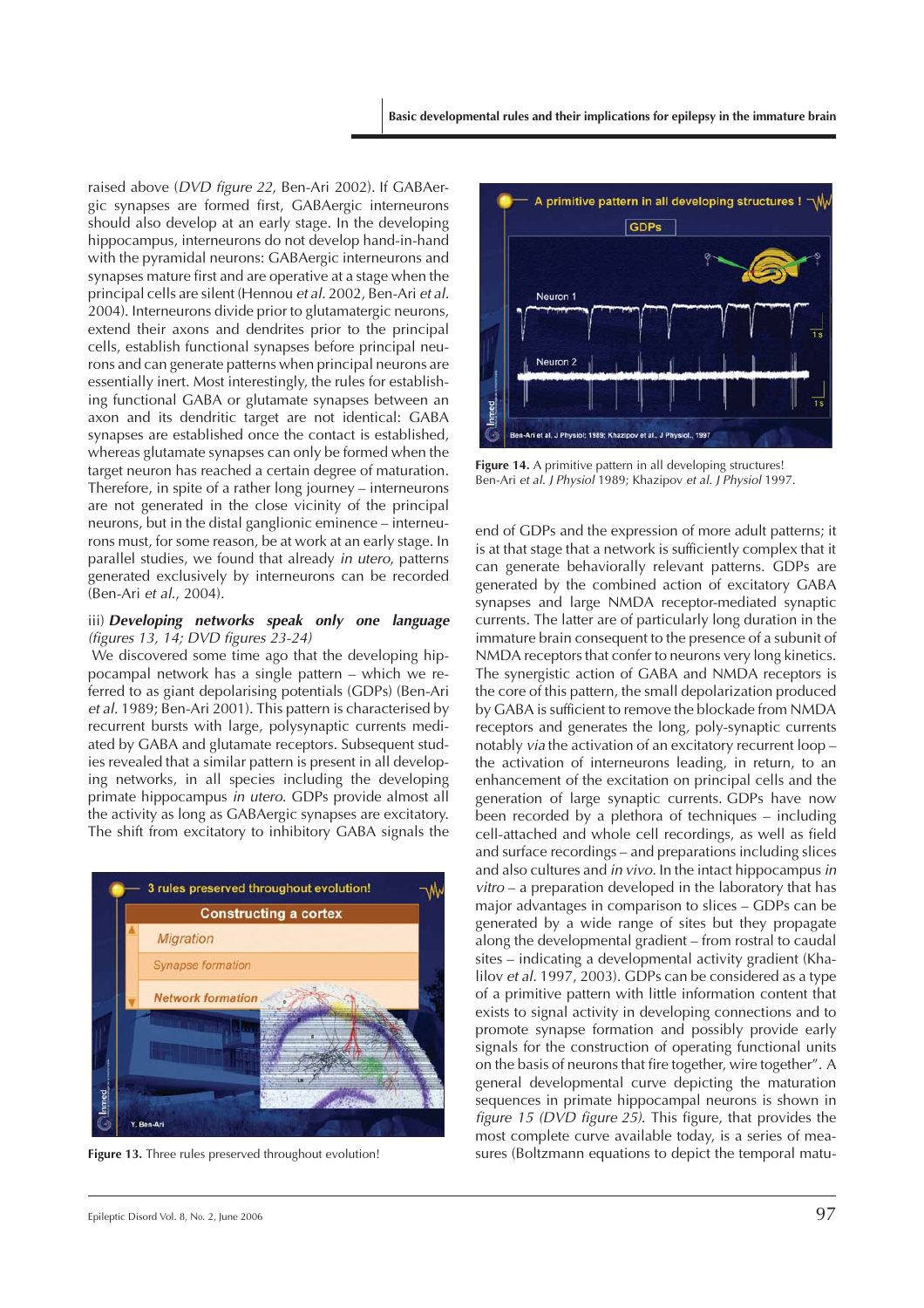raised above (*DVD figure 22*, Ben-Ari 2002). If GABAergic synapses are formed first, GABAergic interneurons should also develop at an early stage. In the developing hippocampus, interneurons do not develop hand-in-hand with the pyramidal neurons: GABAergic interneurons and synapses mature first and are operative at a stage when the principal cells are silent (Hennou *et al.* 2002, Ben-Ari *et al.* 2004). Interneurons divide prior to glutamatergic neurons, extend their axons and dendrites prior to the principal cells, establish functional synapses before principal neurons and can generate patterns when principal neurons are essentially inert. Most interestingly, the rules for establishing functional GABA or glutamate synapses between an axon and its dendritic target are not identical: GABA synapses are established once the contact is established, whereas glutamate synapses can only be formed when the target neuron has reached a certain degree of maturation. Therefore, in spite of a rather long journey – interneurons are not generated in the close vicinity of the principal neurons, but in the distal ganglionic eminence – interneurons must, for some reason, be at work at an early stage. In parallel studies, we found that already *in utero*, patterns generated exclusively by interneurons can be recorded (Ben-Ari *et al.*, 2004).

iii) ***Developing networks speak only one language*** *(figures 13, 14; DVD figures 23-24)*

We discovered some time ago that the developing hippocampal network has a single pattern – which we referred to as giant depolarising potentials (GDPs) (Ben-Ari *et al.* 1989; Ben-Ari 2001). This pattern is characterised by recurrent bursts with large, polysynaptic currents mediated by GABA and glutamate receptors. Subsequent studies revealed that a similar pattern is present in all developing networks, in all species including the developing primate hippocampus *in utero*. GDPs provide almost all the activity as long as GABAergic synapses are excitatory. The shift from excitatory to inhibitory GABA signals the end of GDPs and the expression of more adult patterns; it is at that stage that a network is sufficiently complex that it can generate behaviorally relevant patterns. GDPs are generated by the combined action of excitatory GABA synapses and large NMDA receptor-mediated synaptic currents. The latter are of particularly long duration in the immature brain consequent to the presence of a subunit of NMDA receptors that confer to neurons very long kinetics. The synergistic action of GABA and NMDA receptors is the core of this pattern, the small depolarization produced by GABA is sufficient to remove the blockade from NMDA receptors and generates the long, poly-synaptic currents notably *via* the activation of an excitatory recurrent loop – the activation of interneurons leading, in return, to an enhancement of the excitation on principal cells and the generation of large synaptic currents. GDPs have now been recorded by a plethora of techniques – including cell-attached and whole cell recordings, as well as field and surface recordings – and preparations including slices and also cultures and *in vivo*. In the intact hippocampus *in vitro* – a preparation developed in the laboratory that has major advantages in comparison to slices – GDPs can be generated by a wide range of sites but they propagate along the developmental gradient – from rostral to caudal sites – indicating a developmental activity gradient (Khalilov *et al.* 1997, 2003). GDPs can be considered as a type of a primitive pattern with little information content that exists to signal activity in developing connections and to promote synapse formation and possibly provide early signals for the construction of operating functional units on the basis of neurons that fire together, wire together". A general developmental curve depicting the maturation sequences in primate hippocampal neurons is shown in *figure 15 (DVD figure 25)*. This figure, that provides the most complete curve available today, is a series of measures (Boltzmann equations to depict the temporal matu-

**Figure 13.** Three rules preserved throughout evolution!

**Figure 14.** A primitive pattern in all developing structures! Ben-Ari *et al. J Physiol* 1989; Khazipov *et al. J Physiol* 1997.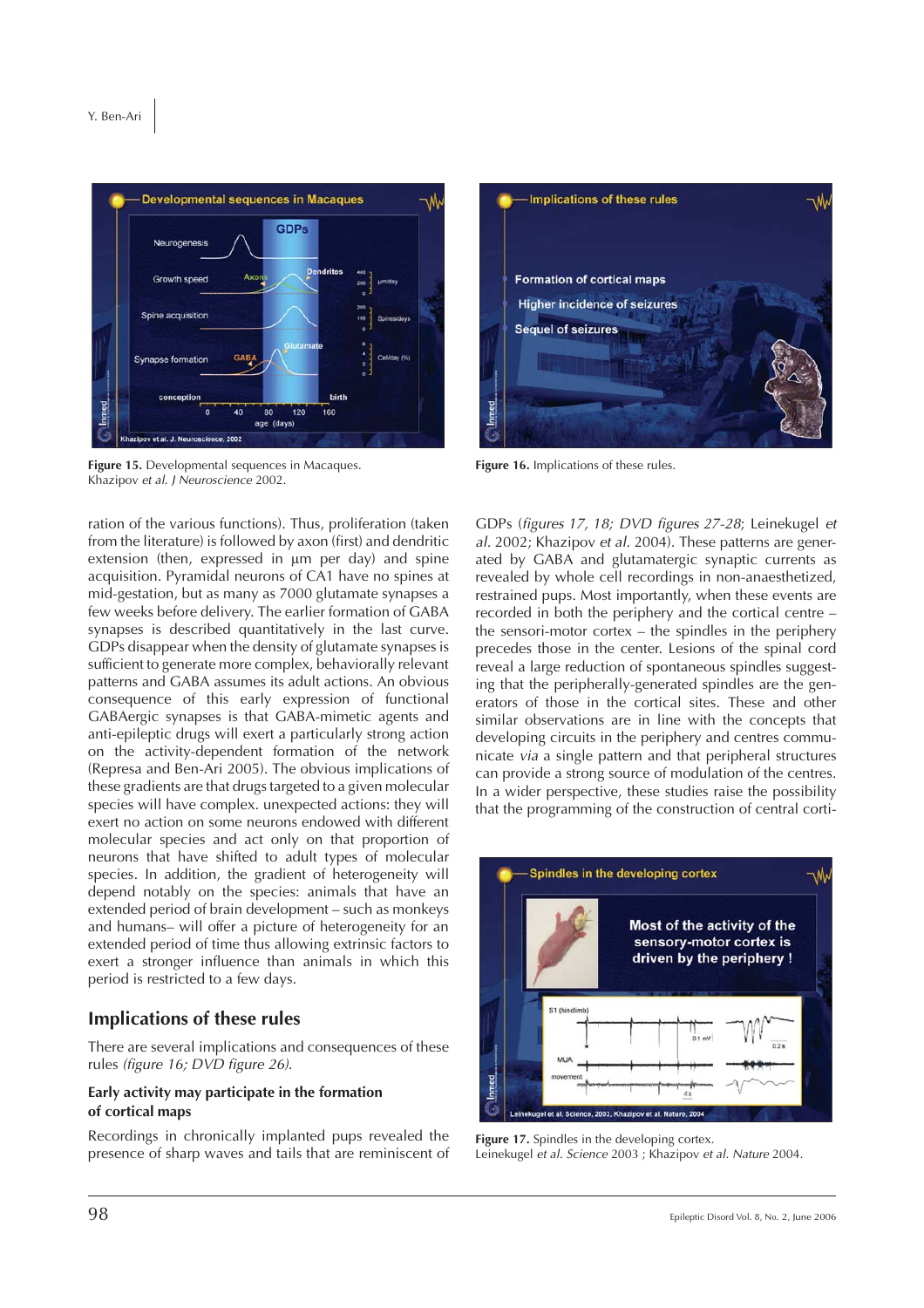Figure 15. Developmental sequences in Macaques. Khazipov *et al. J Neuroscience* 2002.

Figure 16. Implications of these rules.

ration of the various functions). Thus, proliferation (taken from the literature) is followed by axon (first) and dendritic extension (then, expressed in µm per day) and spine acquisition. Pyramidal neurons of CA1 have no spines at mid-gestation, but as many as 7000 glutamate synapses a few weeks before delivery. The earlier formation of GABA synapses is described quantitatively in the last curve. GDPs disappear when the density of glutamate synapses is sufficient to generate more complex, behaviorally relevant patterns and GABA assumes its adult actions. An obvious consequence of this early expression of functional GABAergic synapses is that GABA-mimetic agents and anti-epileptic drugs will exert a particularly strong action on the activity-dependent formation of the network (Represa and Ben-Ari 2005). The obvious implications of these gradients are that drugs targeted to a given molecular species will have complex. unexpected actions: they will exert no action on some neurons endowed with different molecular species and act only on that proportion of neurons that have shifted to adult types of molecular species. In addition, the gradient of heterogeneity will depend notably on the species: animals that have an extended period of brain development – such as monkeys and humans– will offer a picture of heterogeneity for an extended period of time thus allowing extrinsic factors to exert a stronger influence than animals in which this period is restricted to a few days.

## Implications of these rules

There are several implications and consequences of these rules *(figure 16; DVD figure 26)*.

### Early activity may participate in the formation of cortical maps

Recordings in chronically implanted pups revealed the presence of sharp waves and tails that are reminiscent of GDPs (*figures 17, 18; DVD figures 27-28*; Leinekugel *et al.* 2002; Khazipov *et al.* 2004). These patterns are generated by GABA and glutamatergic synaptic currents as revealed by whole cell recordings in non-anaesthetized, restrained pups. Most importantly, when these events are recorded in both the periphery and the cortical centre – the sensori-motor cortex – the spindles in the periphery precedes those in the center. Lesions of the spinal cord reveal a large reduction of spontaneous spindles suggesting that the peripherally-generated spindles are the generators of those in the cortical sites. These and other similar observations are in line with the concepts that developing circuits in the periphery and centres communicate *via* a single pattern and that peripheral structures can provide a strong source of modulation of the centres. In a wider perspective, these studies raise the possibility that the programming of the construction of central corti-

Figure 17. Spindles in the developing cortex. Leinekugel *et al. Science* 2003 ; Khazipov *et al. Nature* 2004.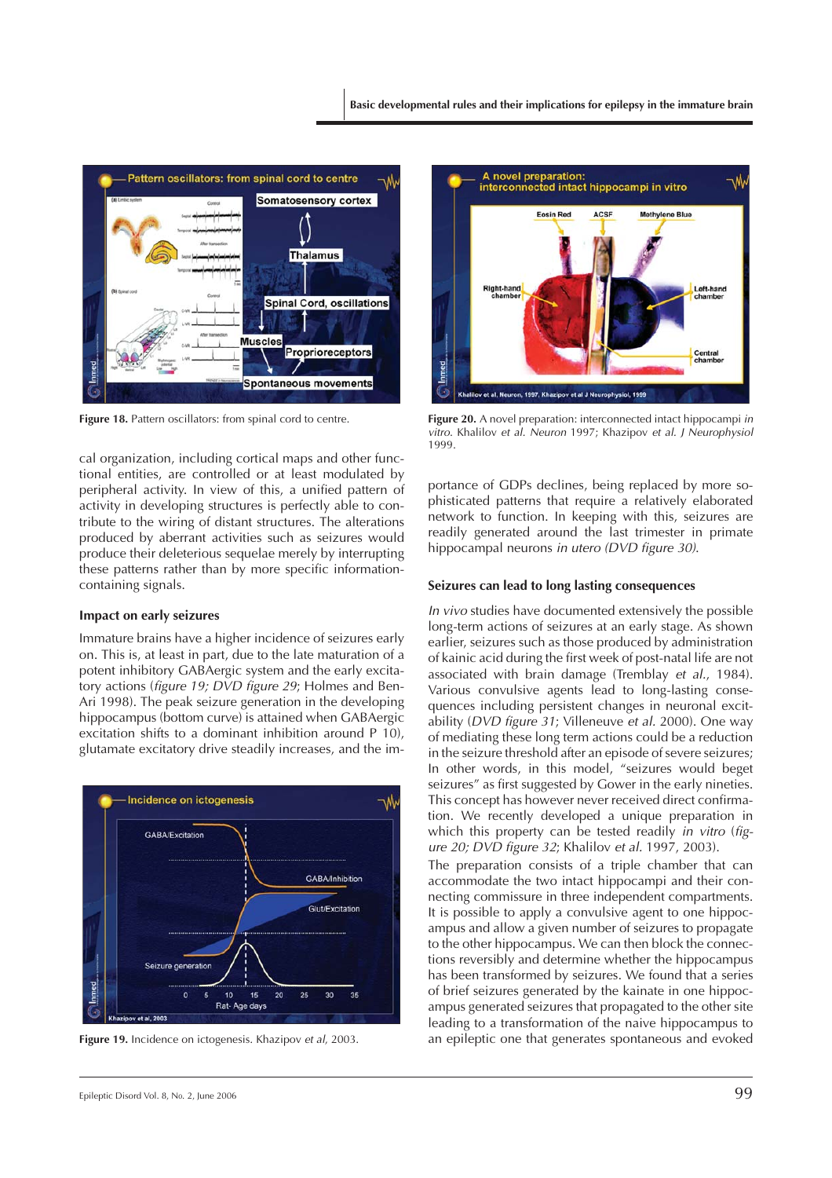Figure 18. Pattern oscillators: from spinal cord to centre.

cal organization, including cortical maps and other functional entities, are controlled or at least modulated by peripheral activity. In view of this, a unified pattern of activity in developing structures is perfectly able to contribute to the wiring of distant structures. The alterations produced by aberrant activities such as seizures would produce their deleterious sequelae merely by interrupting these patterns rather than by more specific information-containing signals.

### Impact on early seizures

Immature brains have a higher incidence of seizures early on. This is, at least in part, due to the late maturation of a potent inhibitory GABAergic system and the early excitatory actions (*figure 19; DVD figure 29*; Holmes and Ben-Ari 1998). The peak seizure generation in the developing hippocampus (bottom curve) is attained when GABAergic excitation shifts to a dominant inhibition around P 10), glutamate excitatory drive steadily increases, and the importance of GDPs declines, being replaced by more sophisticated patterns that require a relatively elaborated network to function. In keeping with this, seizures are readily generated around the last trimester in primate hippocampal neurons *in utero (DVD figure 30).*

Figure 19. Incidence on ictogenesis. Khazipov *et al*, 2003.

Figure 20. A novel preparation: interconnected intact hippocampi *in vitro*. Khalilov *et al. Neuron* 1997; Khazipov *et al. J Neurophysiol* 1999.

### Seizures can lead to long lasting consequences

*In vivo* studies have documented extensively the possible long-term actions of seizures at an early stage. As shown earlier, seizures such as those produced by administration of kainic acid during the first week of post-natal life are not associated with brain damage (Tremblay *et al.*, 1984). Various convulsive agents lead to long-lasting consequences including persistent changes in neuronal excitability (*DVD figure 31*; Villeneuve *et al.* 2000). One way of mediating these long term actions could be a reduction in the seizure threshold after an episode of severe seizures; In other words, in this model, "seizures would beget seizures" as first suggested by Gower in the early nineties. This concept has however never received direct confirmation. We recently developed a unique preparation in which this property can be tested readily *in vitro* (*figure 20; DVD figure 32*; Khalilov *et al.* 1997, 2003).

The preparation consists of a triple chamber that can accommodate the two intact hippocampi and their connecting commissure in three independent compartments. It is possible to apply a convulsive agent to one hippocampus and allow a given number of seizures to propagate to the other hippocampus. We can then block the connections reversibly and determine whether the hippocampus has been transformed by seizures. We found that a series of brief seizures generated by the kainate in one hippocampus generated seizures that propagated to the other site leading to a transformation of the naive hippocampus to an epileptic one that generates spontaneous and evoked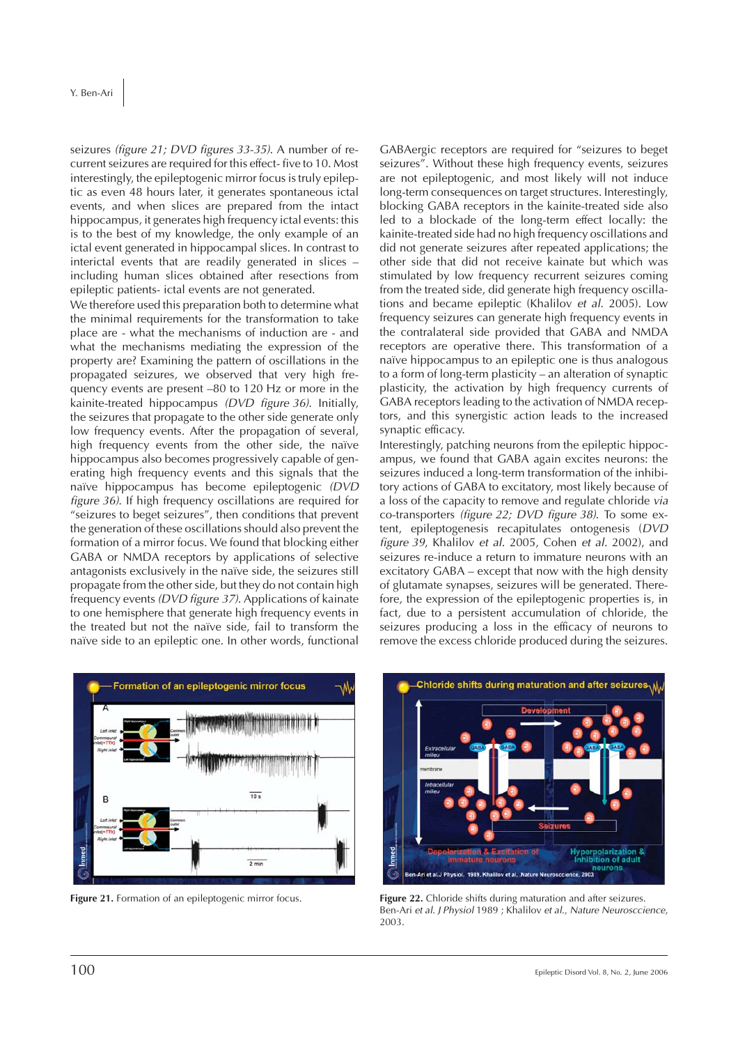seizures *(figure 21; DVD figures 33-35)*. A number of recurrent seizures are required for this effect- five to 10. Most interestingly, the epileptogenic mirror focus is truly epileptic as even 48 hours later, it generates spontaneous ictal events, and when slices are prepared from the intact hippocampus, it generates high frequency ictal events: this is to the best of my knowledge, the only example of an ictal event generated in hippocampal slices. In contrast to interictal events that are readily generated in slices – including human slices obtained after resections from epileptic patients- ictal events are not generated.

We therefore used this preparation both to determine what the minimal requirements for the transformation to take place are - what the mechanisms of induction are - and what the mechanisms mediating the expression of the property are? Examining the pattern of oscillations in the propagated seizures, we observed that very high frequency events are present –80 to 120 Hz or more in the kainite-treated hippocampus *(DVD figure 36)*. Initially, the seizures that propagate to the other side generate only low frequency events. After the propagation of several, high frequency events from the other side, the naïve hippocampus also becomes progressively capable of generating high frequency events and this signals that the naïve hippocampus has become epileptogenic *(DVD figure 36)*. If high frequency oscillations are required for "seizures to beget seizures", then conditions that prevent the generation of these oscillations should also prevent the formation of a mirror focus. We found that blocking either GABA or NMDA receptors by applications of selective antagonists exclusively in the naïve side, the seizures still propagate from the other side, but they do not contain high frequency events *(DVD figure 37)*. Applications of kainate to one hemisphere that generate high frequency events in the treated but not the naïve side, fail to transform the naïve side to an epileptic one. In other words, functional GABAergic receptors are required for "seizures to beget seizures". Without these high frequency events, seizures are not epileptogenic, and most likely will not induce long-term consequences on target structures. Interestingly, blocking GABA receptors in the kainite-treated side also led to a blockade of the long-term effect locally: the kainite-treated side had no high frequency oscillations and did not generate seizures after repeated applications; the other side that did not receive kainate but which was stimulated by low frequency recurrent seizures coming from the treated side, did generate high frequency oscillations and became epileptic (Khalilov *et al.* 2005). Low frequency seizures can generate high frequency events in the contralateral side provided that GABA and NMDA receptors are operative there. This transformation of a naïve hippocampus to an epileptic one is thus analogous to a form of long-term plasticity – an alteration of synaptic plasticity, the activation by high frequency currents of GABA receptors leading to the activation of NMDA receptors, and this synergistic action leads to the increased synaptic efficacy.

Interestingly, patching neurons from the epileptic hippocampus, we found that GABA again excites neurons: the seizures induced a long-term transformation of the inhibitory actions of GABA to excitatory, most likely because of a loss of the capacity to remove and regulate chloride *via* co-transporters *(figure 22; DVD figure 38)*. To some extent, epileptogenesis recapitulates ontogenesis (*DVD figure 39*, Khalilov *et al.* 2005, Cohen *et al.* 2002), and seizures re-induce a return to immature neurons with an excitatory GABA – except that now with the high density of glutamate synapses, seizures will be generated. Therefore, the expression of the epileptogenic properties is, in fact, due to a persistent accumulation of chloride, the seizures producing a loss in the efficacy of neurons to remove the excess chloride produced during the seizures.

**Figure 21.** Formation of an epileptogenic mirror focus.

**Figure 22.** Chloride shifts during maturation and after seizures. Ben-Ari *et al. J Physiol* 1989 ; Khalilov *et al.*, *Nature Neurosccience*, 2003.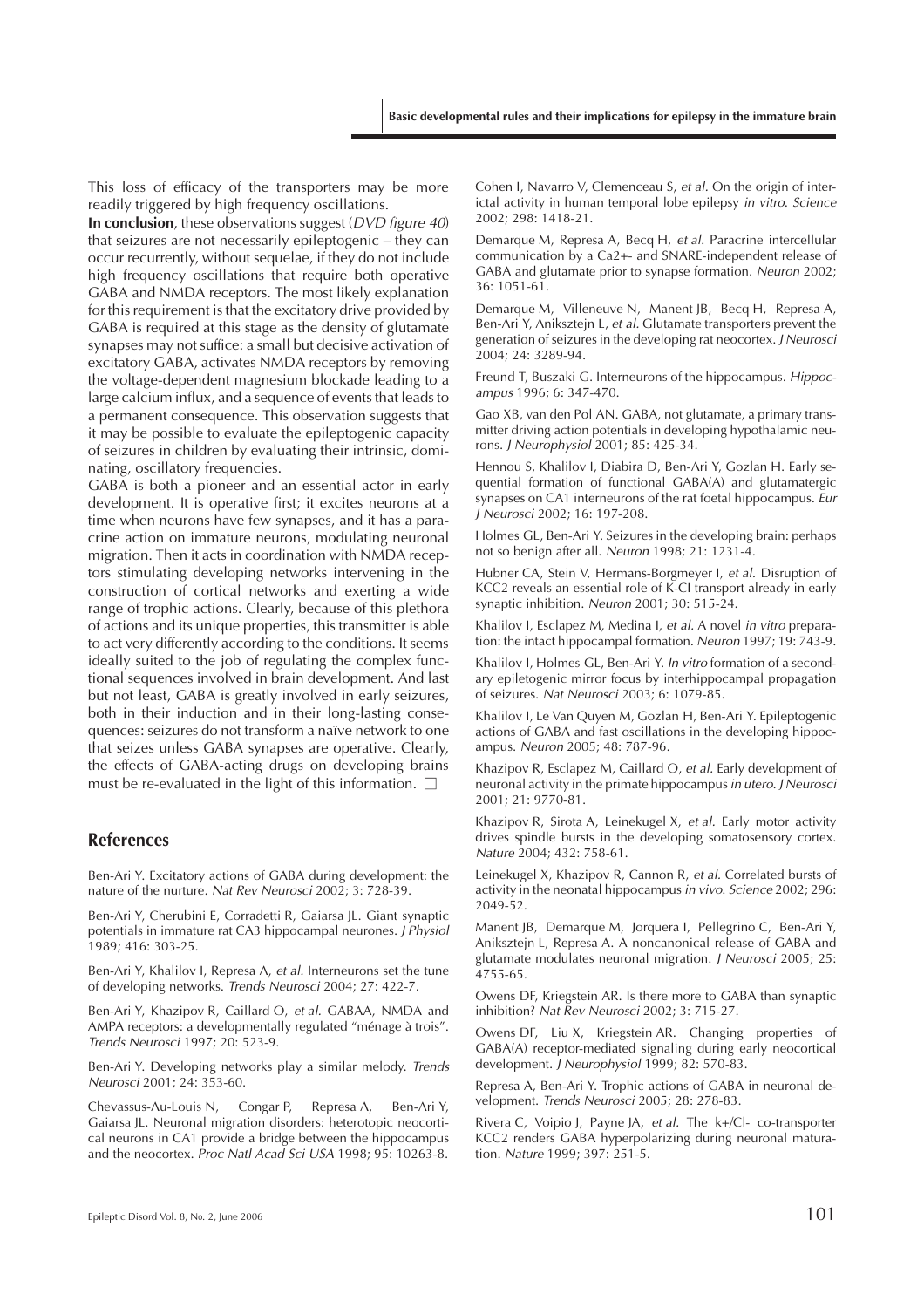This loss of efficacy of the transporters may be more readily triggered by high frequency oscillations.

**In conclusion**, these observations suggest (*DVD figure 40*) that seizures are not necessarily epileptogenic – they can occur recurrently, without sequelae, if they do not include high frequency oscillations that require both operative GABA and NMDA receptors. The most likely explanation for this requirement is that the excitatory drive provided by GABA is required at this stage as the density of glutamate synapses may not suffice: a small but decisive activation of excitatory GABA, activates NMDA receptors by removing the voltage-dependent magnesium blockade leading to a large calcium influx, and a sequence of events that leads to a permanent consequence. This observation suggests that it may be possible to evaluate the epileptogenic capacity of seizures in children by evaluating their intrinsic, dominating, oscillatory frequencies.

GABA is both a pioneer and an essential actor in early development. It is operative first; it excites neurons at a time when neurons have few synapses, and it has a paracrine action on immature neurons, modulating neuronal migration. Then it acts in coordination with NMDA receptors stimulating developing networks intervening in the construction of cortical networks and exerting a wide range of trophic actions. Clearly, because of this plethora of actions and its unique properties, this transmitter is able to act very differently according to the conditions. It seems ideally suited to the job of regulating the complex functional sequences involved in brain development. And last but not least, GABA is greatly involved in early seizures, both in their induction and in their long-lasting consequences: seizures do not transform a naïve network to one that seizes unless GABA synapses are operative. Clearly, the effects of GABA-acting drugs on developing brains must be re-evaluated in the light of this information. □

## References

Ben-Ari Y. Excitatory actions of GABA during development: the nature of the nurture. *Nat Rev Neurosci* 2002; 3: 728-39.

Ben-Ari Y, Cherubini E, Corradetti R, Gaiarsa JL. Giant synaptic potentials in immature rat CA3 hippocampal neurones. *J Physiol* 1989; 416: 303-25.

Ben-Ari Y, Khalilov I, Represa A, *et al.* Interneurons set the tune of developing networks. *Trends Neurosci* 2004; 27: 422-7.

Ben-Ari Y, Khazipov R, Caillard O, *et al.* GABAA, NMDA and AMPA receptors: a developmentally regulated "ménage à trois". *Trends Neurosci* 1997; 20: 523-9.

Ben-Ari Y. Developing networks play a similar melody. *Trends Neurosci* 2001; 24: 353-60.

Chevassus-Au-Louis N, Congar P, Represa A, Ben-Ari Y, Gaiarsa JL. Neuronal migration disorders: heterotopic neocortical neurons in CA1 provide a bridge between the hippocampus and the neocortex. *Proc Natl Acad Sci USA* 1998; 95: 10263-8.

Cohen I, Navarro V, Clemenceau S, *et al.* On the origin of interictal activity in human temporal lobe epilepsy *in vitro*. *Science* 2002; 298: 1418-21.

Demarque M, Represa A, Becq H, *et al.* Paracrine intercellular communication by a Ca2+- and SNARE-independent release of GABA and glutamate prior to synapse formation. *Neuron* 2002; 36: 1051-61.

Demarque M, Villeneuve N, Manent JB, Becq H, Represa A, Ben-Ari Y, Aniksztejn L, *et al.* Glutamate transporters prevent the generation of seizures in the developing rat neocortex. *J Neurosci* 2004; 24: 3289-94.

Freund T, Buszaki G. Interneurons of the hippocampus. *Hippocampus* 1996; 6: 347-470.

Gao XB, van den Pol AN. GABA, not glutamate, a primary transmitter driving action potentials in developing hypothalamic neurons. *J Neurophysiol* 2001; 85: 425-34.

Hennou S, Khalilov I, Diabira D, Ben-Ari Y, Gozlan H. Early sequential formation of functional GABA(A) and glutamatergic synapses on CA1 interneurons of the rat foetal hippocampus. *Eur J Neurosci* 2002; 16: 197-208.

Holmes GL, Ben-Ari Y. Seizures in the developing brain: perhaps not so benign after all. *Neuron* 1998; 21: 1231-4.

Hubner CA, Stein V, Hermans-Borgmeyer I, *et al.* Disruption of KCC2 reveals an essential role of K-Cl transport already in early synaptic inhibition. *Neuron* 2001; 30: 515-24.

Khalilov I, Esclapez M, Medina I, *et al.* A novel *in vitro* preparation: the intact hippocampal formation. *Neuron* 1997; 19: 743-9.

Khalilov I, Holmes GL, Ben-Ari Y. *In vitro* formation of a secondary epiletogenic mirror focus by interhippocampal propagation of seizures. *Nat Neurosci* 2003; 6: 1079-85.

Khalilov I, Le Van Quyen M, Gozlan H, Ben-Ari Y. Epileptogenic actions of GABA and fast oscillations in the developing hippocampus. *Neuron* 2005; 48: 787-96.

Khazipov R, Esclapez M, Caillard O, *et al.* Early development of neuronal activity in the primate hippocampus *in utero*. *J Neurosci* 2001; 21: 9770-81.

Khazipov R, Sirota A, Leinekugel X, *et al.* Early motor activity drives spindle bursts in the developing somatosensory cortex. *Nature* 2004; 432: 758-61.

Leinekugel X, Khazipov R, Cannon R, *et al.* Correlated bursts of activity in the neonatal hippocampus *in vivo*. *Science* 2002; 296: 2049-52.

Manent JB, Demarque M, Jorquera I, Pellegrino C, Ben-Ari Y, Aniksztejn L, Represa A. A noncanonical release of GABA and glutamate modulates neuronal migration. *J Neurosci* 2005; 25: 4755-65.

Owens DF, Kriegstein AR. Is there more to GABA than synaptic inhibition? *Nat Rev Neurosci* 2002; 3: 715-27.

Owens DF, Liu X, Kriegstein AR. Changing properties of GABA(A) receptor-mediated signaling during early neocortical development. *J Neurophysiol* 1999; 82: 570-83.

Represa A, Ben-Ari Y. Trophic actions of GABA in neuronal development. *Trends Neurosci* 2005; 28: 278-83.

Rivera C, Voipio J, Payne JA, *et al.* The k+/Cl- co-transporter KCC2 renders GABA hyperpolarizing during neuronal maturation. *Nature* 1999; 397: 251-5.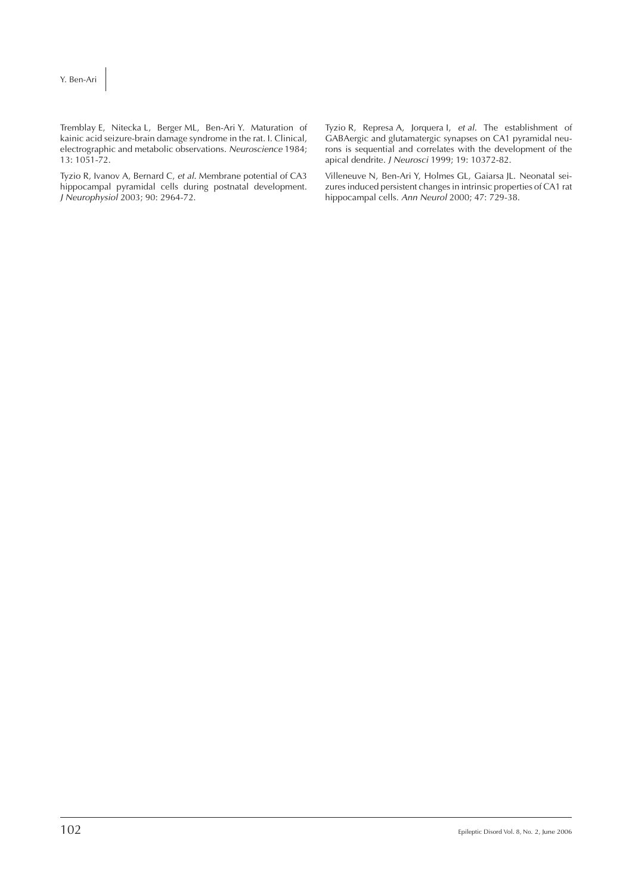Tremblay E, Nitecka L, Berger ML, Ben-Ari Y. Maturation of kainic acid seizure-brain damage syndrome in the rat. I. Clinical, electrographic and metabolic observations. *Neuroscience* 1984; 13: 1051-72.

Tyzio R, Ivanov A, Bernard C, *et al*. Membrane potential of CA3 hippocampal pyramidal cells during postnatal development. *J Neurophysiol* 2003; 90: 2964-72.

Tyzio R, Represa A, Jorquera I, *et al*. The establishment of GABAergic and glutamatergic synapses on CA1 pyramidal neurons is sequential and correlates with the development of the apical dendrite. *J Neurosci* 1999; 19: 10372-82.

Villeneuve N, Ben-Ari Y, Holmes GL, Gaiarsa JL. Neonatal seizures induced persistent changes in intrinsic properties of CA1 rat hippocampal cells. *Ann Neurol* 2000; 47: 729-38.